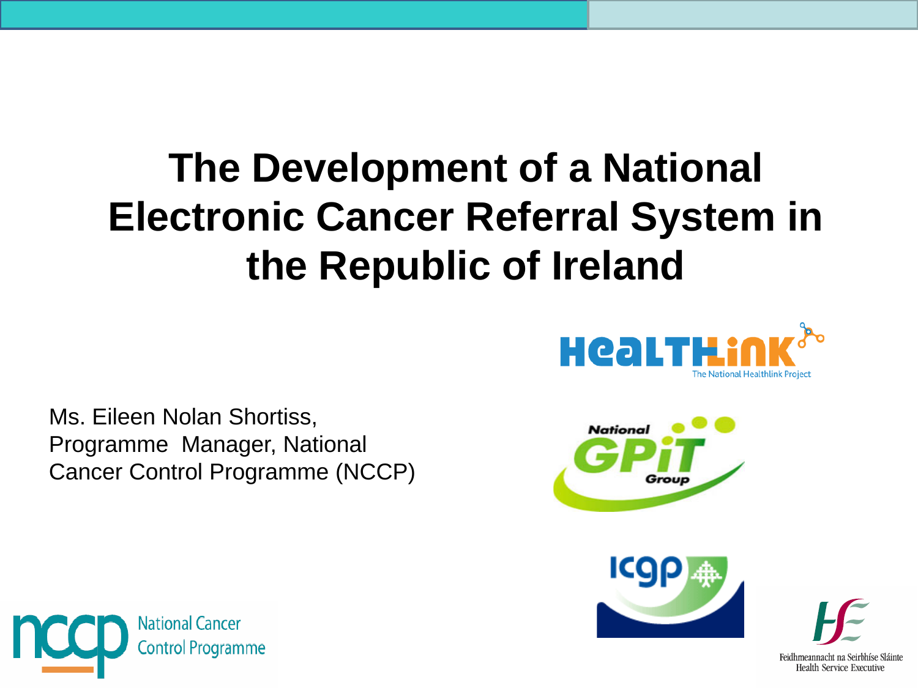# The Development of a National Electronic Cancer Referral System in the Republic of Ireland

Ms. Eileen Nolan Shortiss,
Programme Manager, National Cancer Control Programme (NCCP)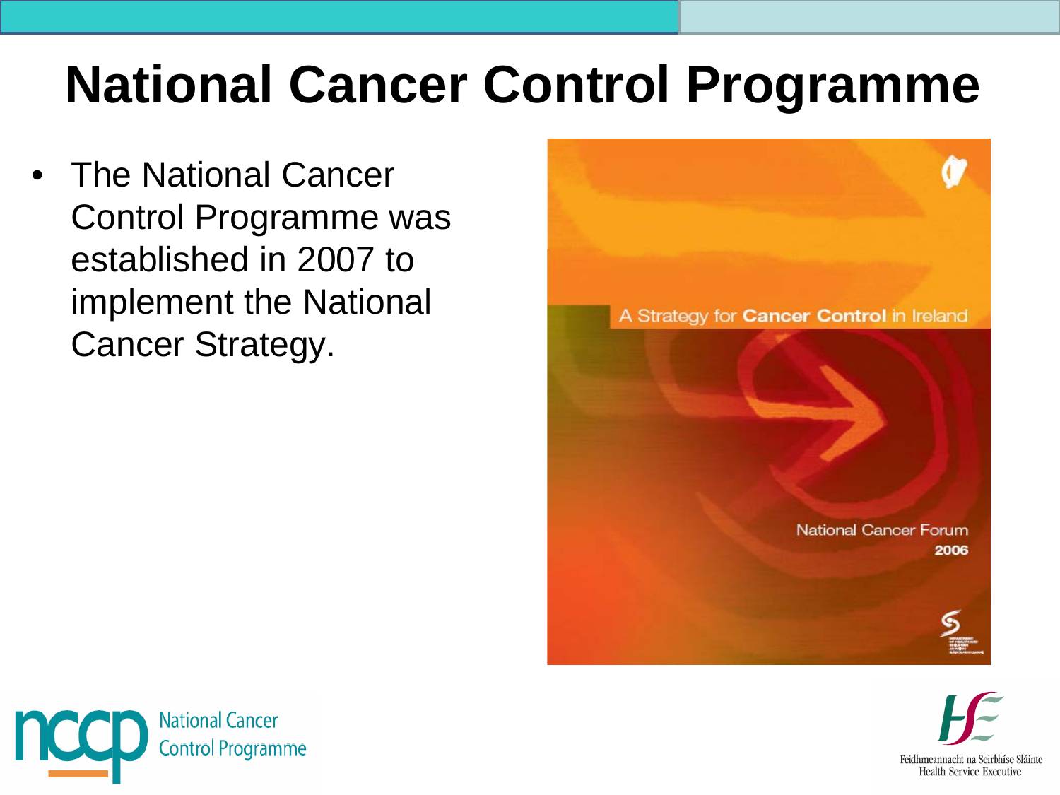# National Cancer Control Programme

- The National Cancer Control Programme was established in 2007 to implement the National Cancer Strategy.

A Strategy for **Cancer Control** in Ireland

National Cancer Forum
**2006**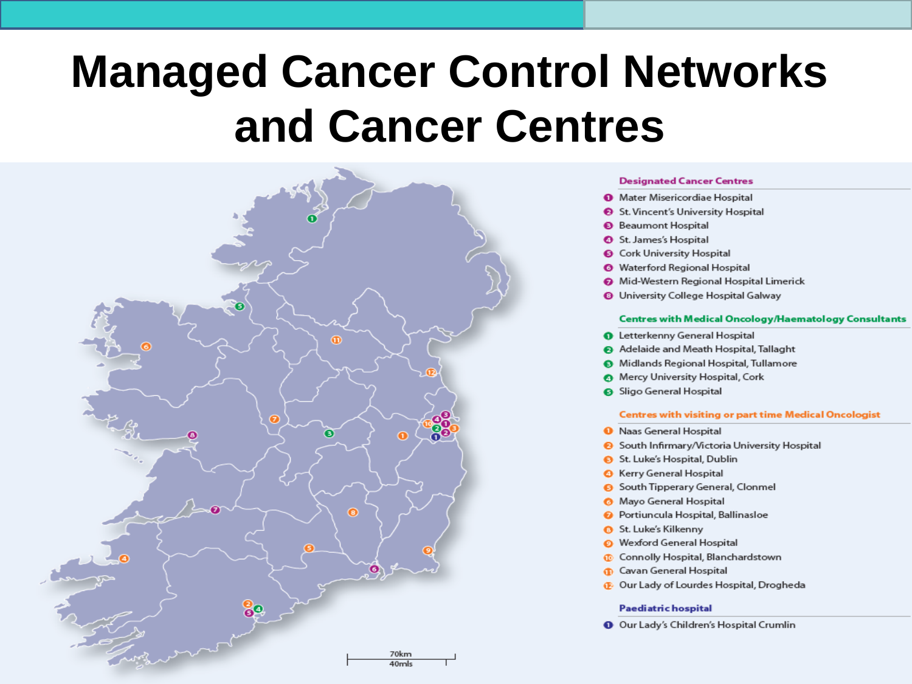# Managed Cancer Control Networks and Cancer Centres

### Designated Cancer Centres

1. Mater Misericordiae Hospital
2. St. Vincent's University Hospital
3. Beaumont Hospital
4. St. James's Hospital
5. Cork University Hospital
6. Waterford Regional Hospital
7. Mid-Western Regional Hospital Limerick
8. University College Hospital Galway

### Centres with Medical Oncology/Haematology Consultants

1. Letterkenny General Hospital
2. Adelaide and Meath Hospital, Tallaght
3. Midlands Regional Hospital, Tullamore
4. Mercy University Hospital, Cork
5. Sligo General Hospital

### Centres with visiting or part time Medical Oncologist

1. Naas General Hospital
2. South Infirmary/Victoria University Hospital
3. St. Luke's Hospital, Dublin
4. Kerry General Hospital
5. South Tipperary General, Clonmel
6. Mayo General Hospital
7. Portiuncula Hospital, Ballinasloe
8. St. Luke's Kilkenny
9. Wexford General Hospital
10. Connolly Hospital, Blanchardstown
11. Cavan General Hospital
12. Our Lady of Lourdes Hospital, Drogheda

### Paediatric hospital

1. Our Lady's Children's Hospital Crumlin

70km
40mls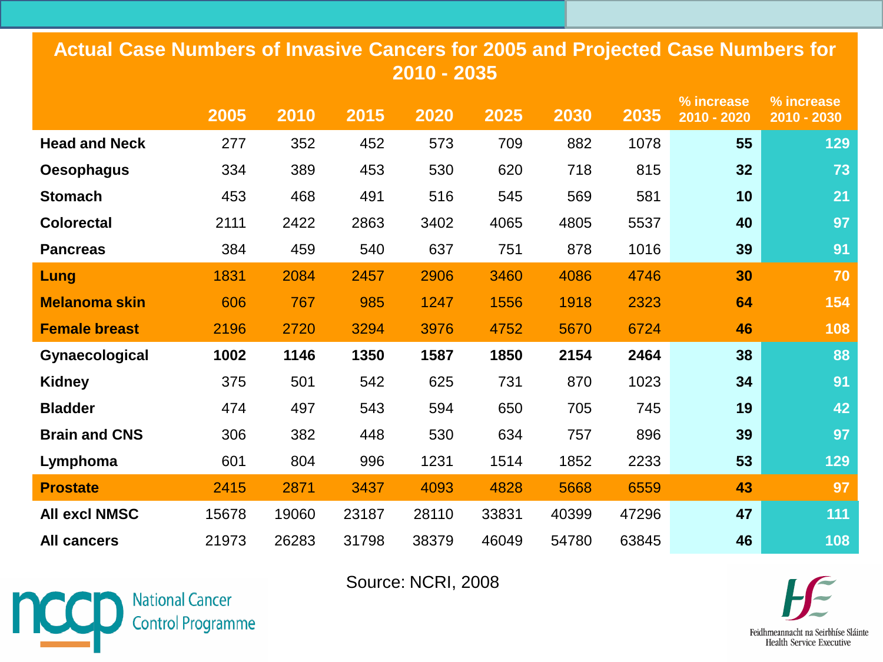# Actual Case Numbers of Invasive Cancers for 2005 and Projected Case Numbers for 2010 - 2035

| | 2005 | 2010 | 2015 | 2020 | 2025 | 2030 | 2035 | % increase 2010 - 2020 | % increase 2010 - 2030 |
|---|---|---|---|---|---|---|---|---|---|
| **Head and Neck** | 277 | 352 | 452 | 573 | 709 | 882 | 1078 | **55** | **129** |
| **Oesophagus** | 334 | 389 | 453 | 530 | 620 | 718 | 815 | **32** | **73** |
| **Stomach** | 453 | 468 | 491 | 516 | 545 | 569 | 581 | **10** | **21** |
| **Colorectal** | 2111 | 2422 | 2863 | 3402 | 4065 | 4805 | 5537 | **40** | **97** |
| **Pancreas** | 384 | 459 | 540 | 637 | 751 | 878 | 1016 | **39** | **91** |
| **Lung** | 1831 | 2084 | 2457 | 2906 | 3460 | 4086 | 4746 | **30** | **70** |
| **Melanoma skin** | 606 | 767 | 985 | 1247 | 1556 | 1918 | 2323 | **64** | **154** |
| **Female breast** | 2196 | 2720 | 3294 | 3976 | 4752 | 5670 | 6724 | **46** | **108** |
| **Gynaecological** | **1002** | **1146** | **1350** | **1587** | **1850** | **2154** | **2464** | **38** | **88** |
| **Kidney** | 375 | 501 | 542 | 625 | 731 | 870 | 1023 | **34** | **91** |
| **Bladder** | 474 | 497 | 543 | 594 | 650 | 705 | 745 | **19** | **42** |
| **Brain and CNS** | 306 | 382 | 448 | 530 | 634 | 757 | 896 | **39** | **97** |
| **Lymphoma** | 601 | 804 | 996 | 1231 | 1514 | 1852 | 2233 | **53** | **129** |
| **Prostate** | 2415 | 2871 | 3437 | 4093 | 4828 | 5668 | 6559 | **43** | **97** |
| **All excl NMSC** | 15678 | 19060 | 23187 | 28110 | 33831 | 40399 | 47296 | **47** | **111** |
| **All cancers** | 21973 | 26283 | 31798 | 38379 | 46049 | 54780 | 63845 | **46** | **108** |

Source: NCRI, 2008

nccp National Cancer Control Programme

Feidhmeannacht na Seirbhíse Sláinte
Health Service Executive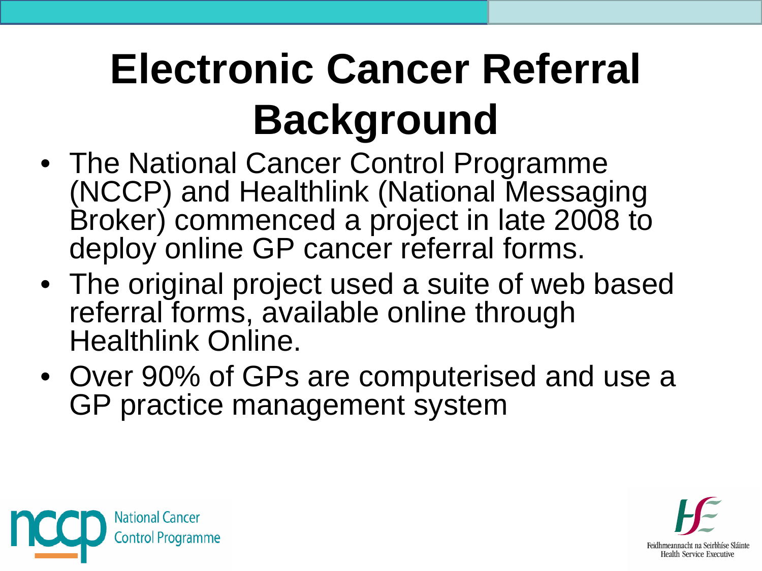# Electronic Cancer Referral Background

- The National Cancer Control Programme (NCCP) and Healthlink (National Messaging Broker) commenced a project in late 2008 to deploy online GP cancer referral forms.
- The original project used a suite of web based referral forms, available online through Healthlink Online.
- Over 90% of GPs are computerised and use a GP practice management system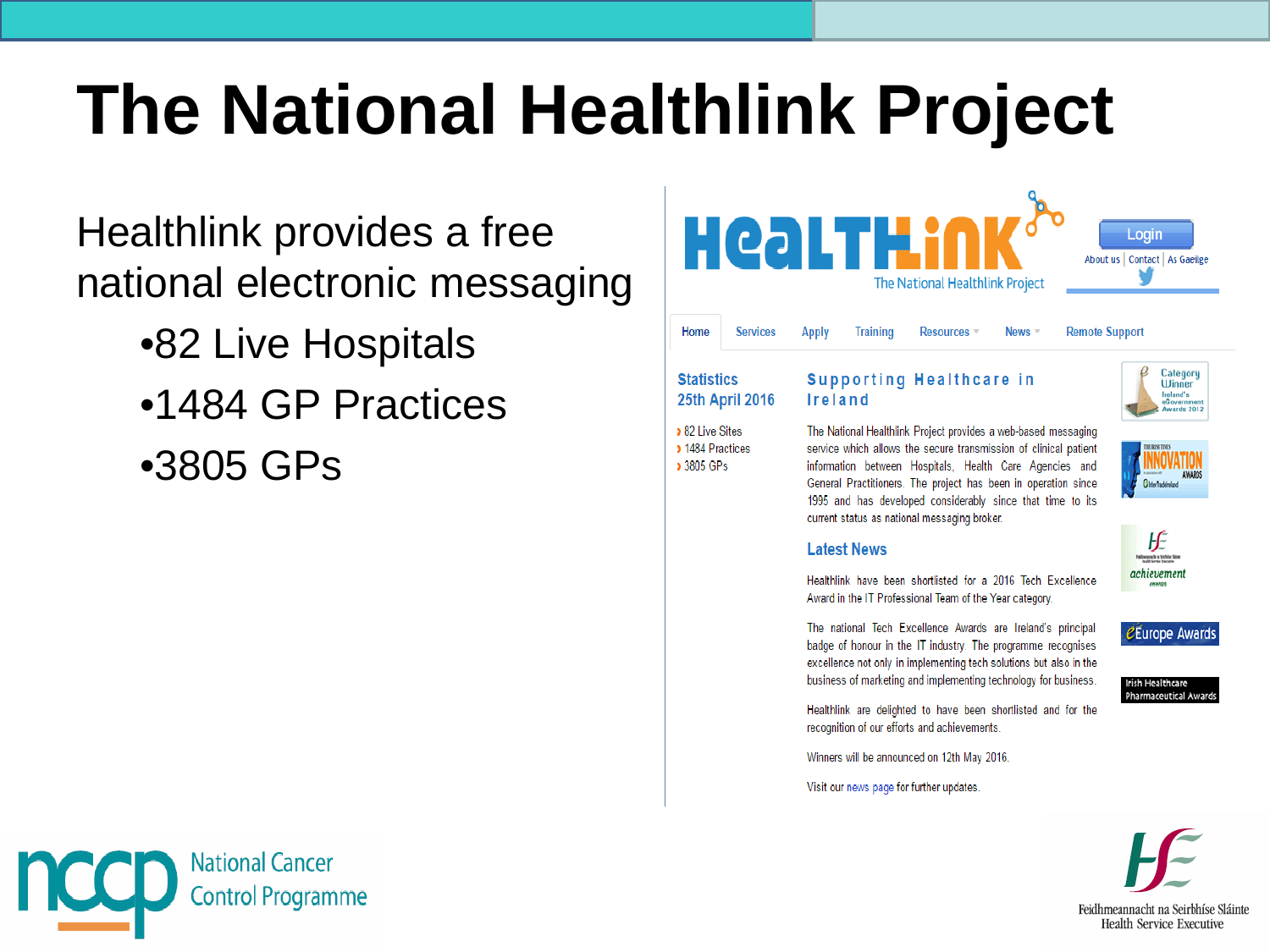# The National Healthlink Project

Healthlink provides a free national electronic messaging

- 82 Live Hospitals
- 1484 GP Practices
- 3805 GPs

HEALTHLINK
The National Healthlink Project

Login
About us | Contact | As Gaeilge

Home | Services | Apply | Training | Resources | News | Remote Support

**Statistics**
**25th April 2016**

- 82 Live Sites
- 1484 Practices
- 3805 GPs

**Supporting Healthcare in Ireland**

The National Healthlink Project provides a web-based messaging service which allows the secure transmission of clinical patient information between Hospitals, Health Care Agencies and General Practitioners. The project has been in operation since 1995 and has developed considerably since that time to its current status as national messaging broker.

**Latest News**

Healthlink have been shortlisted for a 2016 Tech Excellence Award in the IT Professional Team of the Year category.

The national Tech Excellence Awards are Ireland's principal badge of honour in the IT industry. The programme recognises excellence not only in implementing tech solutions but also in the business of marketing and implementing technology for business.

Healthlink are delighted to have been shortlisted and for the recognition of our efforts and achievements.

Winners will be announced on 12th May 2016.

Visit our news page for further updates.

Category Winner Ireland's eGovernment Awards 2012

The Irish Times Innovation Awards

HSE achievement awards

eEurope Awards

Irish Healthcare Pharmaceutical Awards

ncp National Cancer Control Programme

HSE Feidhmeannacht na Seirbhíse Sláinte Health Service Executive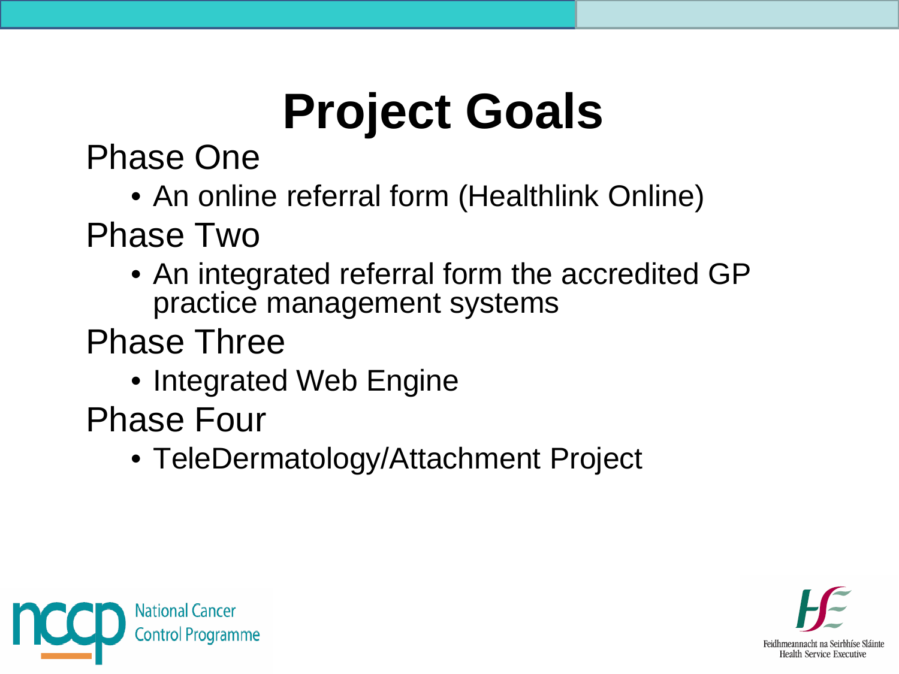# Project Goals

Phase One

- An online referral form (Healthlink Online)

Phase Two

- An integrated referral form the accredited GP practice management systems

Phase Three

- Integrated Web Engine

Phase Four

- TeleDermatology/Attachment Project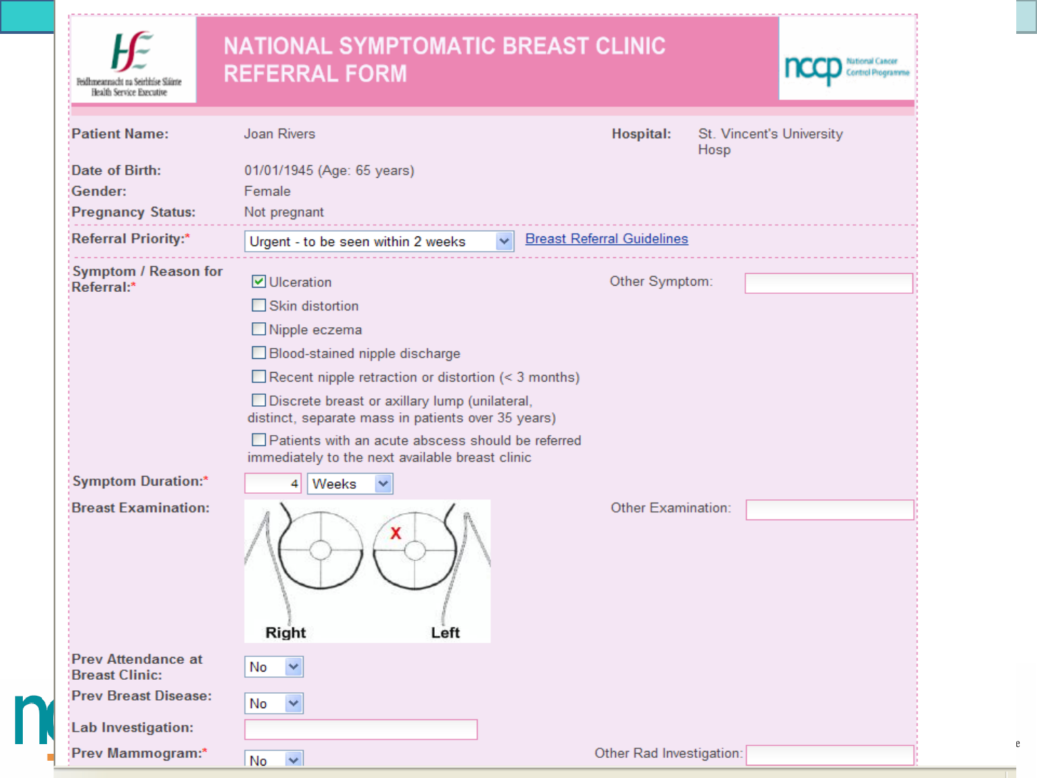# NATIONAL SYMPTOMATIC BREAST CLINIC REFERRAL FORM

Feidhmeannacht na Seirbhíse Sláinte
Health Service Executive

ncop National Cancer Control Programme

| | | | |
|---|---|---|---|
| **Patient Name:** | Joan Rivers | **Hospital:** | St. Vincent's University Hosp |
| **Date of Birth:** | 01/01/1945 (Age: 65 years) | | |
| **Gender:** | Female | | |
| **Pregnancy Status:** | Not pregnant | | |

**Referral Priority:*** Urgent - to be seen within 2 weeks — Breast Referral Guidelines

**Symptom / Reason for Referral:***

- [x] Ulceration
- [ ] Skin distortion
- [ ] Nipple eczema
- [ ] Blood-stained nipple discharge
- [ ] Recent nipple retraction or distortion (< 3 months)
- [ ] Discrete breast or axillary lump (unilateral, distinct, separate mass in patients over 35 years)
- [ ] Patients with an acute abscess should be referred immediately to the next available breast clinic

Other Symptom:

**Symptom Duration:*** 4 Weeks

**Breast Examination:** Right — Left (X marked on left breast)

Other Examination:

**Prev Attendance at Breast Clinic:** No

**Prev Breast Disease:** No

**Lab Investigation:**

**Prev Mammogram:*** No

Other Rad Investigation: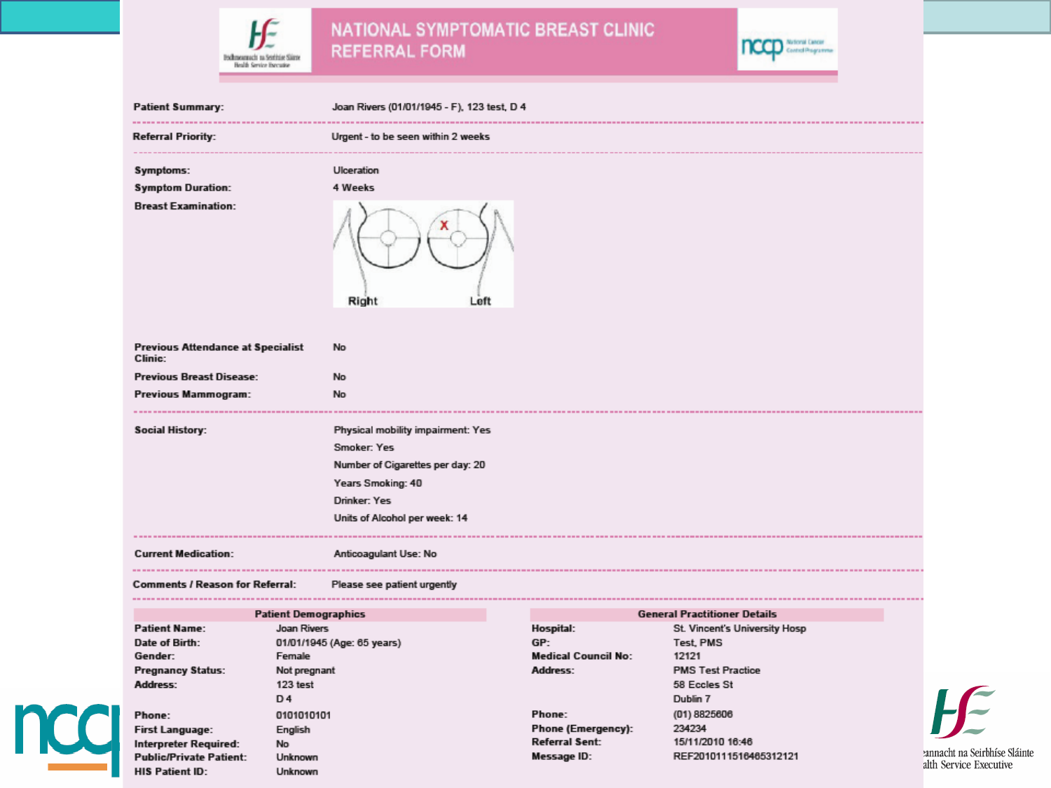# NATIONAL SYMPTOMATIC BREAST CLINIC REFERRAL FORM

| | |
|---|---|
| **Patient Summary:** | Joan Rivers (01/01/1945 - F), 123 test, D 4 |
| **Referral Priority:** | Urgent - to be seen within 2 weeks |
| **Symptoms:** | Ulceration |
| **Symptom Duration:** | 4 Weeks |
| **Breast Examination:** | Right / Left (X marked on left breast) |
| **Previous Attendance at Specialist Clinic:** | No |
| **Previous Breast Disease:** | No |
| **Previous Mammogram:** | No |
| **Social History:** | Physical mobility impairment: Yes<br>Smoker: Yes<br>Number of Cigarettes per day: 20<br>Years Smoking: 40<br>Drinker: Yes<br>Units of Alcohol per week: 14 |
| **Current Medication:** | Anticoagulant Use: No |
| **Comments / Reason for Referral:** | Please see patient urgently |

| Patient Demographics | |
|---|---|
| **Patient Name:** | Joan Rivers |
| **Date of Birth:** | 01/01/1945 (Age: 65 years) |
| **Gender:** | Female |
| **Pregnancy Status:** | Not pregnant |
| **Address:** | 123 test<br>D 4 |
| **Phone:** | 0101010101 |
| **First Language:** | English |
| **Interpreter Required:** | No |
| **Public/Private Patient:** | Unknown |
| **HIS Patient ID:** | Unknown |

| General Practitioner Details | |
|---|---|
| **Hospital:** | St. Vincent's University Hosp |
| **GP:** | Test, PMS |
| **Medical Council No:** | 12121 |
| **Address:** | PMS Test Practice<br>58 Eccles St<br>Dublin 7 |
| **Phone:** | (01) 8825606 |
| **Phone (Emergency):** | 234234 |
| **Referral Sent:** | 15/11/2010 16:46 |
| **Message ID:** | REF20101115164665312121 |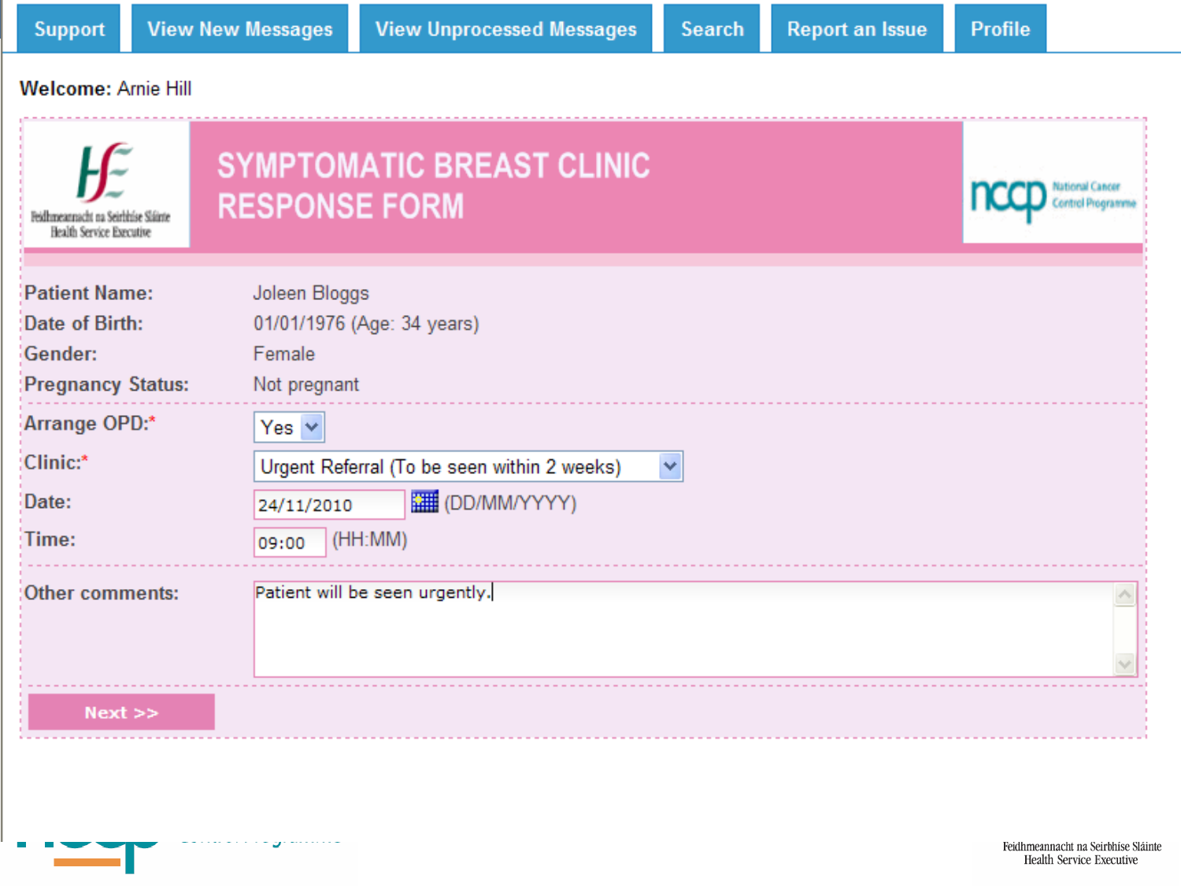Support | View New Messages | View Unprocessed Messages | Search | Report an Issue | Profile

**Welcome:** Arnie Hill

# SYMPTOMATIC BREAST CLINIC RESPONSE FORM

Feidhmeannacht na Seirbhíse Sláinte
Health Service Executive

nccp National Cancer Control Programme

| | |
|---|---|
| **Patient Name:** | Joleen Bloggs |
| **Date of Birth:** | 01/01/1976 (Age: 34 years) |
| **Gender:** | Female |
| **Pregnancy Status:** | Not pregnant |
| **Arrange OPD:*** | Yes |
| **Clinic:*** | Urgent Referral (To be seen within 2 weeks) |
| **Date:** | 24/11/2010 (DD/MM/YYYY) |
| **Time:** | 09:00 (HH:MM) |
| **Other comments:** | Patient will be seen urgently. |

**Next >>**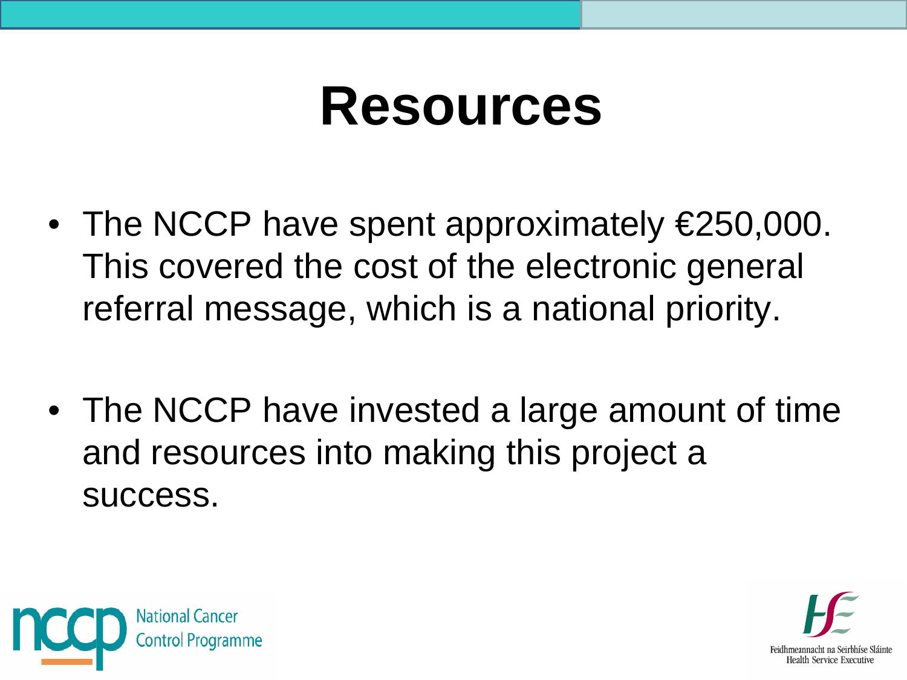# Resources

- The NCCP have spent approximately €250,000. This covered the cost of the electronic general referral message, which is a national priority.

- The NCCP have invested a large amount of time and resources into making this project a success.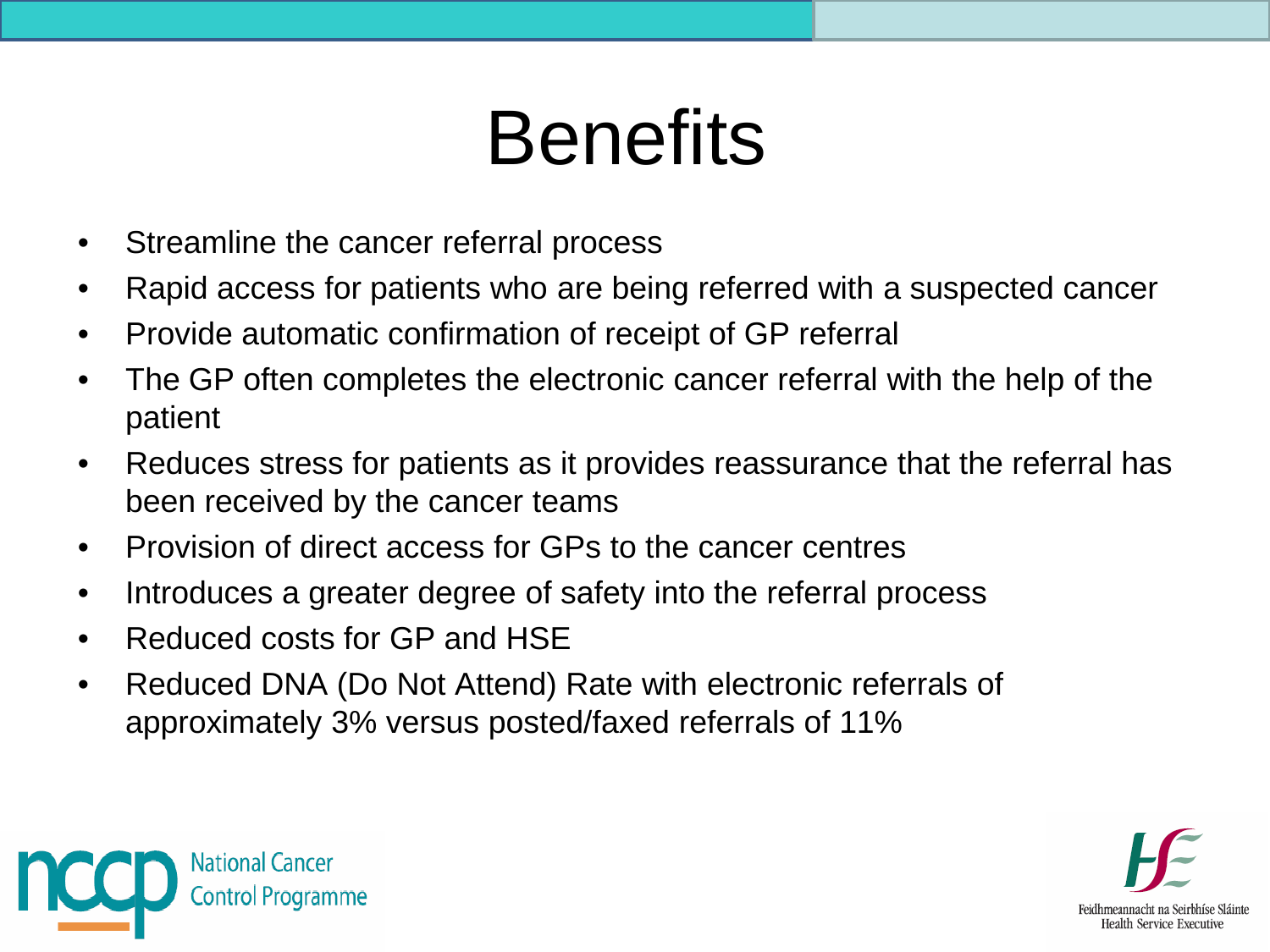# Benefits

- Streamline the cancer referral process
- Rapid access for patients who are being referred with a suspected cancer
- Provide automatic confirmation of receipt of GP referral
- The GP often completes the electronic cancer referral with the help of the patient
- Reduces stress for patients as it provides reassurance that the referral has been received by the cancer teams
- Provision of direct access for GPs to the cancer centres
- Introduces a greater degree of safety into the referral process
- Reduced costs for GP and HSE
- Reduced DNA (Do Not Attend) Rate with electronic referrals of approximately 3% versus posted/faxed referrals of 11%

ncp National Cancer Control Programme

Feidhmeannacht na Seirbhíse Sláinte
Health Service Executive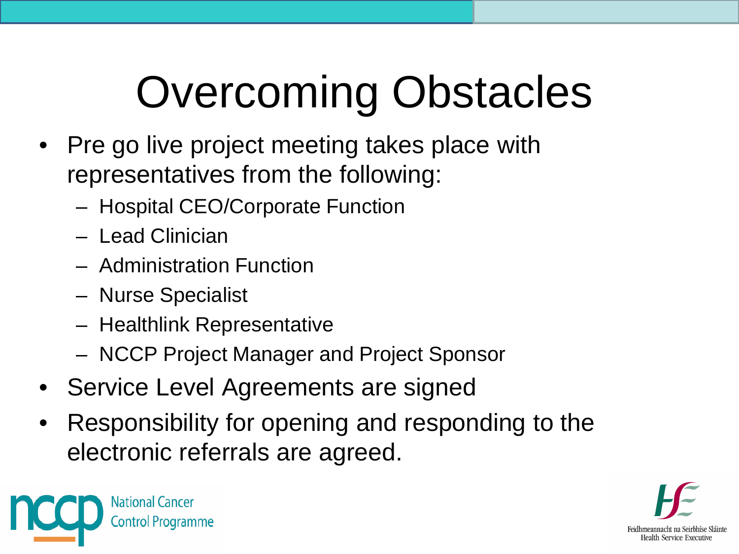# Overcoming Obstacles

- Pre go live project meeting takes place with representatives from the following:
  - Hospital CEO/Corporate Function
  - Lead Clinician
  - Administration Function
  - Nurse Specialist
  - Healthlink Representative
  - NCCP Project Manager and Project Sponsor
- Service Level Agreements are signed
- Responsibility for opening and responding to the electronic referrals are agreed.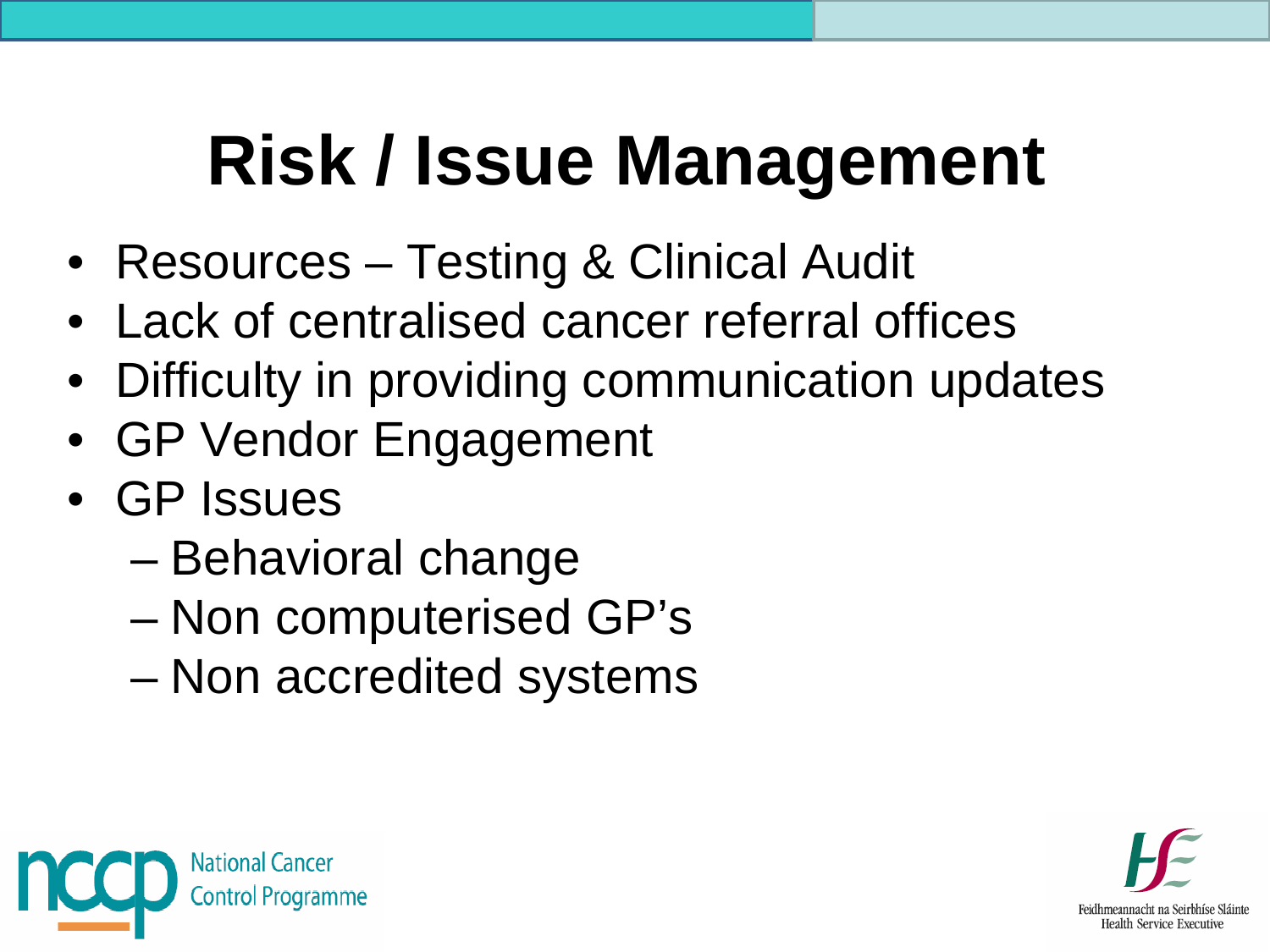# Risk / Issue Management

- Resources – Testing & Clinical Audit
- Lack of centralised cancer referral offices
- Difficulty in providing communication updates
- GP Vendor Engagement
- GP Issues
  - Behavioral change
  - Non computerised GP's
  - Non accredited systems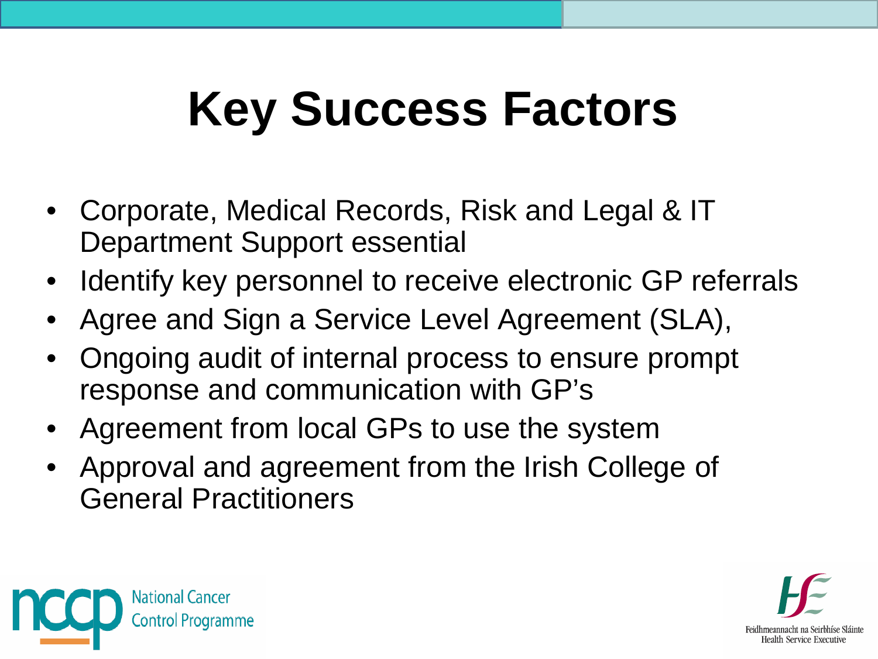# Key Success Factors

- Corporate, Medical Records, Risk and Legal & IT Department Support essential
- Identify key personnel to receive electronic GP referrals
- Agree and Sign a Service Level Agreement (SLA),
- Ongoing audit of internal process to ensure prompt response and communication with GP's
- Agreement from local GPs to use the system
- Approval and agreement from the Irish College of General Practitioners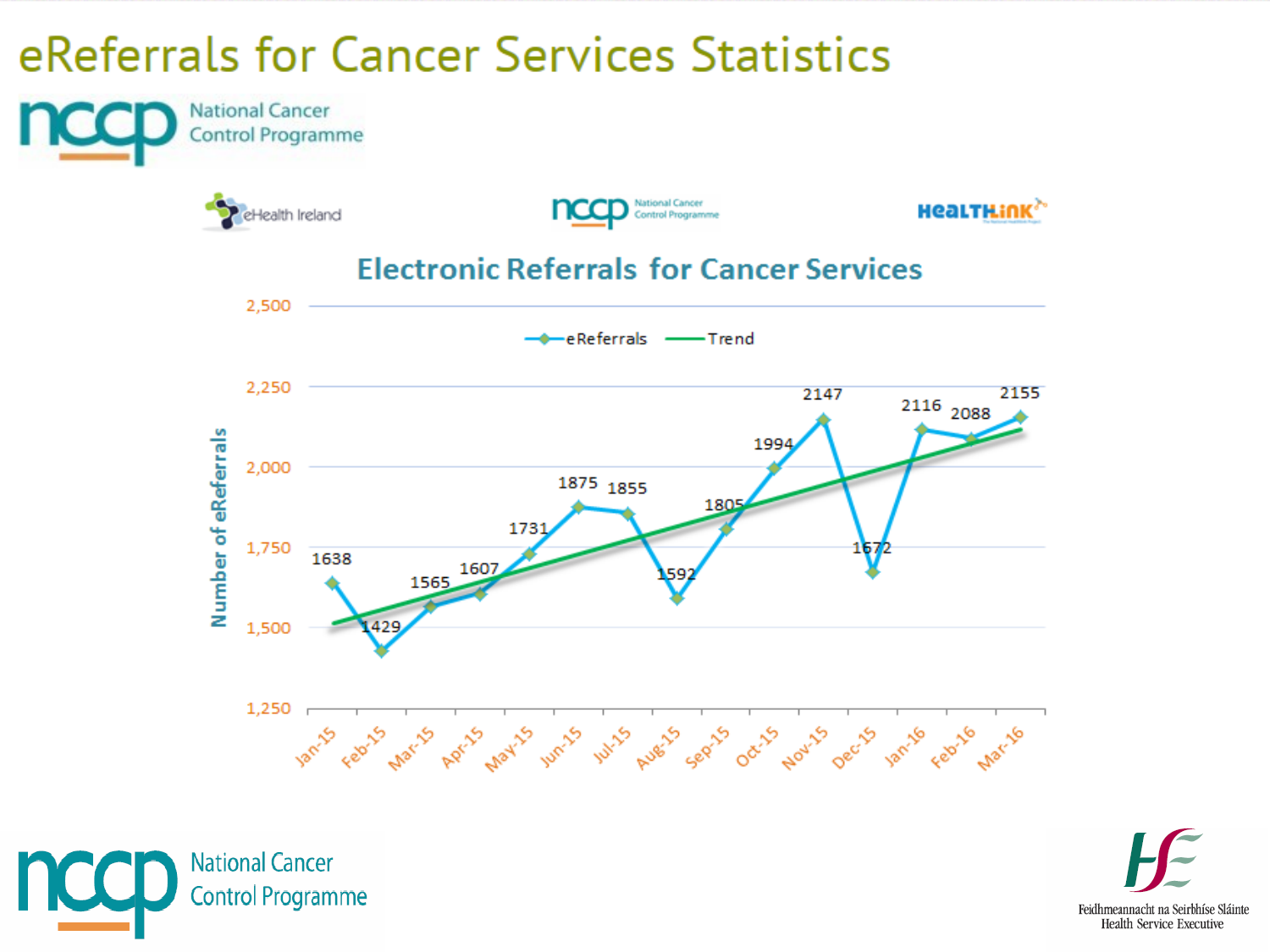# eReferrals for Cancer Services Statistics

National Cancer Control Programme

eHealth Ireland | National Cancer Control Programme | Healthlink

## Electronic Referrals for Cancer Services

| Month | eReferrals |
|---|---|
| Jan-15 | 1638 |
| Feb-15 | 1429 |
| Mar-15 | 1565 |
| Apr-15 | 1607 |
| May-15 | 1731 |
| Jun-15 | 1875 |
| Jul-15 | 1855 |
| Aug-15 | 1592 |
| Sep-15 | 1805 |
| Oct-15 | 1994 |
| Nov-15 | 2147 |
| Dec-15 | 1672 |
| Jan-16 | 2116 |
| Feb-16 | 2088 |
| Mar-16 | 2155 |

Feidhmeannacht na Seirbhíse Sláinte
Health Service Executive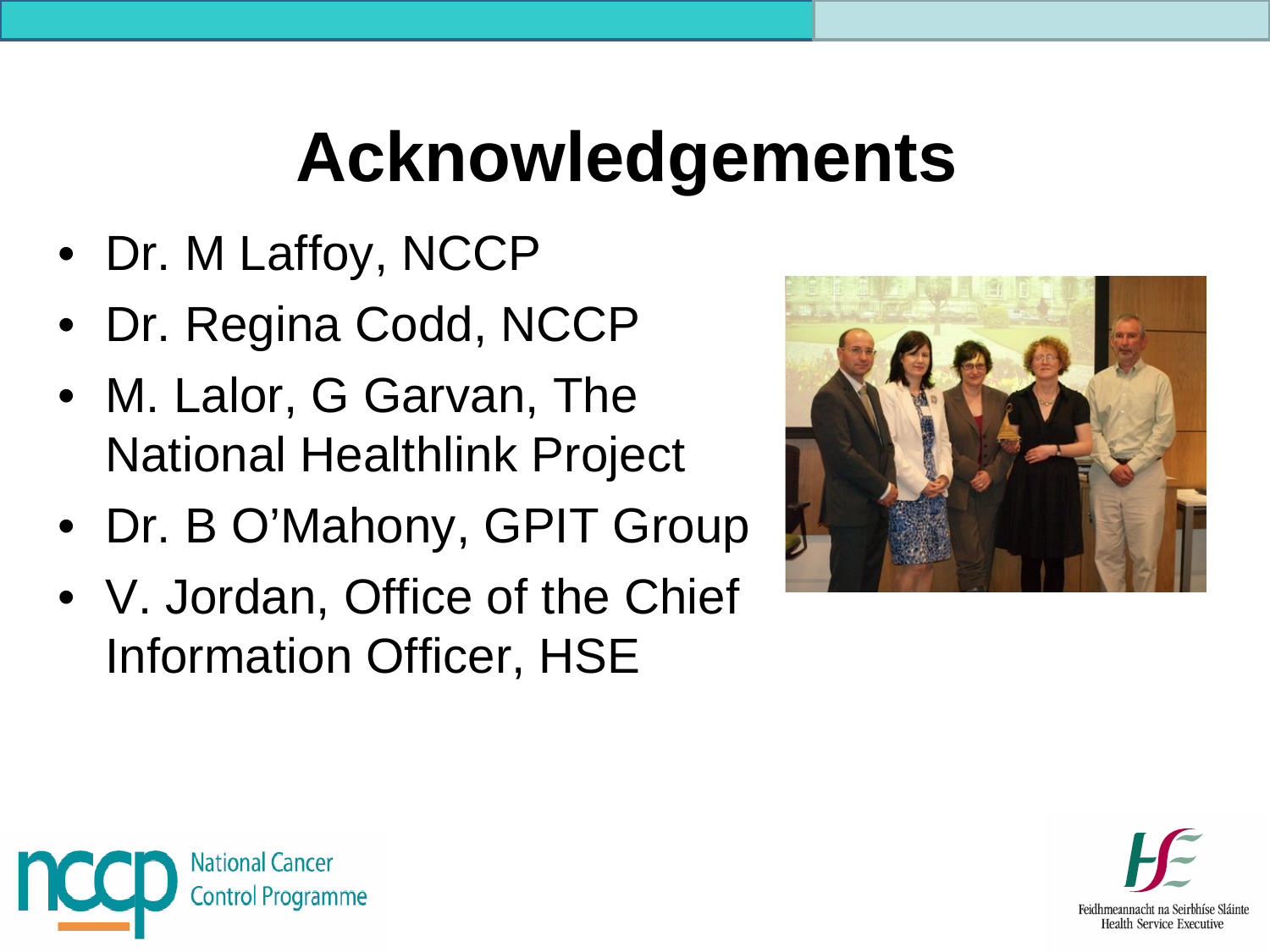# Acknowledgements

- Dr. M Laffoy, NCCP
- Dr. Regina Codd, NCCP
- M. Lalor, G Garvan, The National Healthlink Project
- Dr. B O'Mahony, GPIT Group
- V. Jordan, Office of the Chief Information Officer, HSE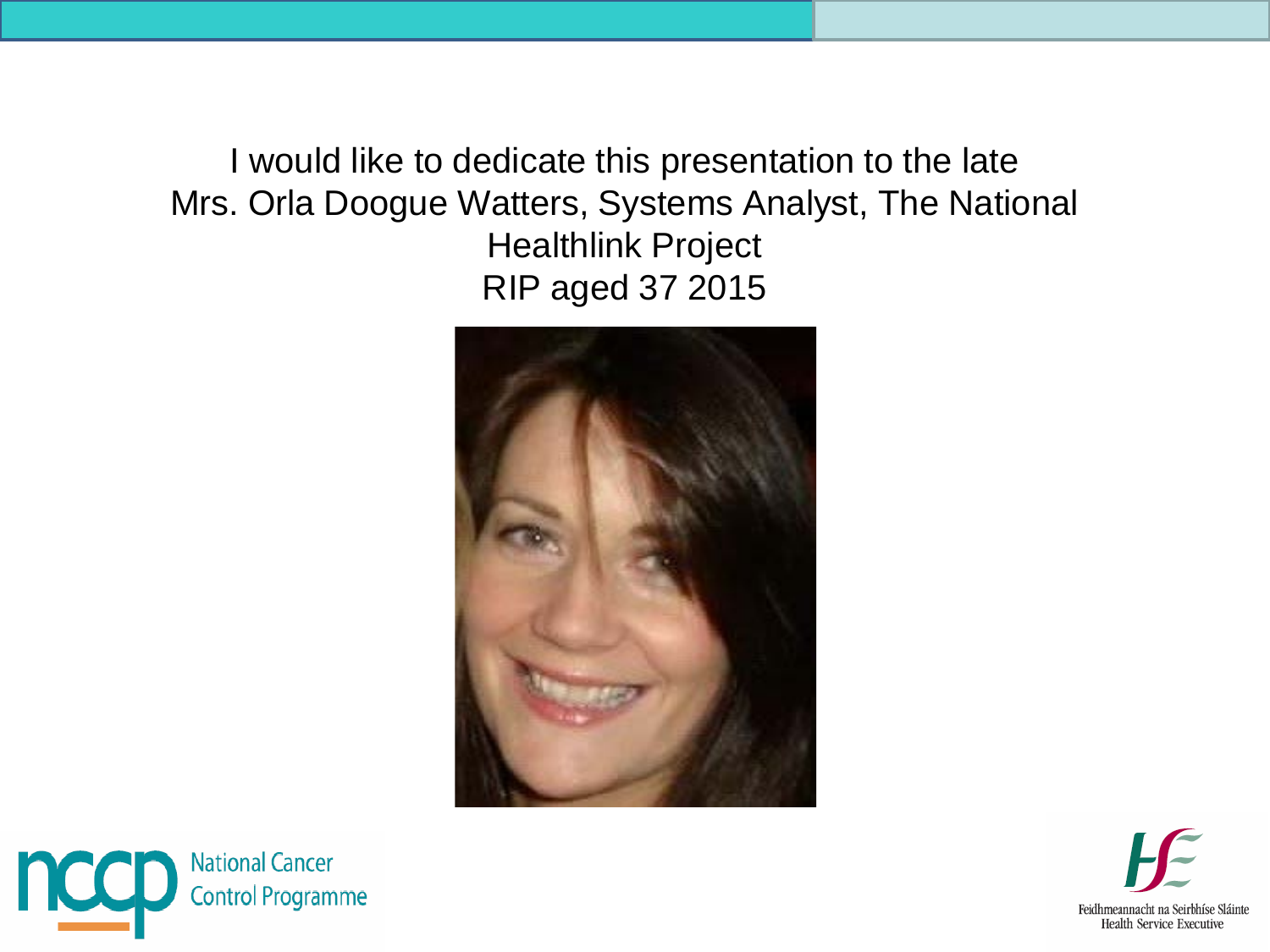I would like to dedicate this presentation to the late Mrs. Orla Doogue Watters, Systems Analyst, The National Healthlink Project

RIP aged 37 2015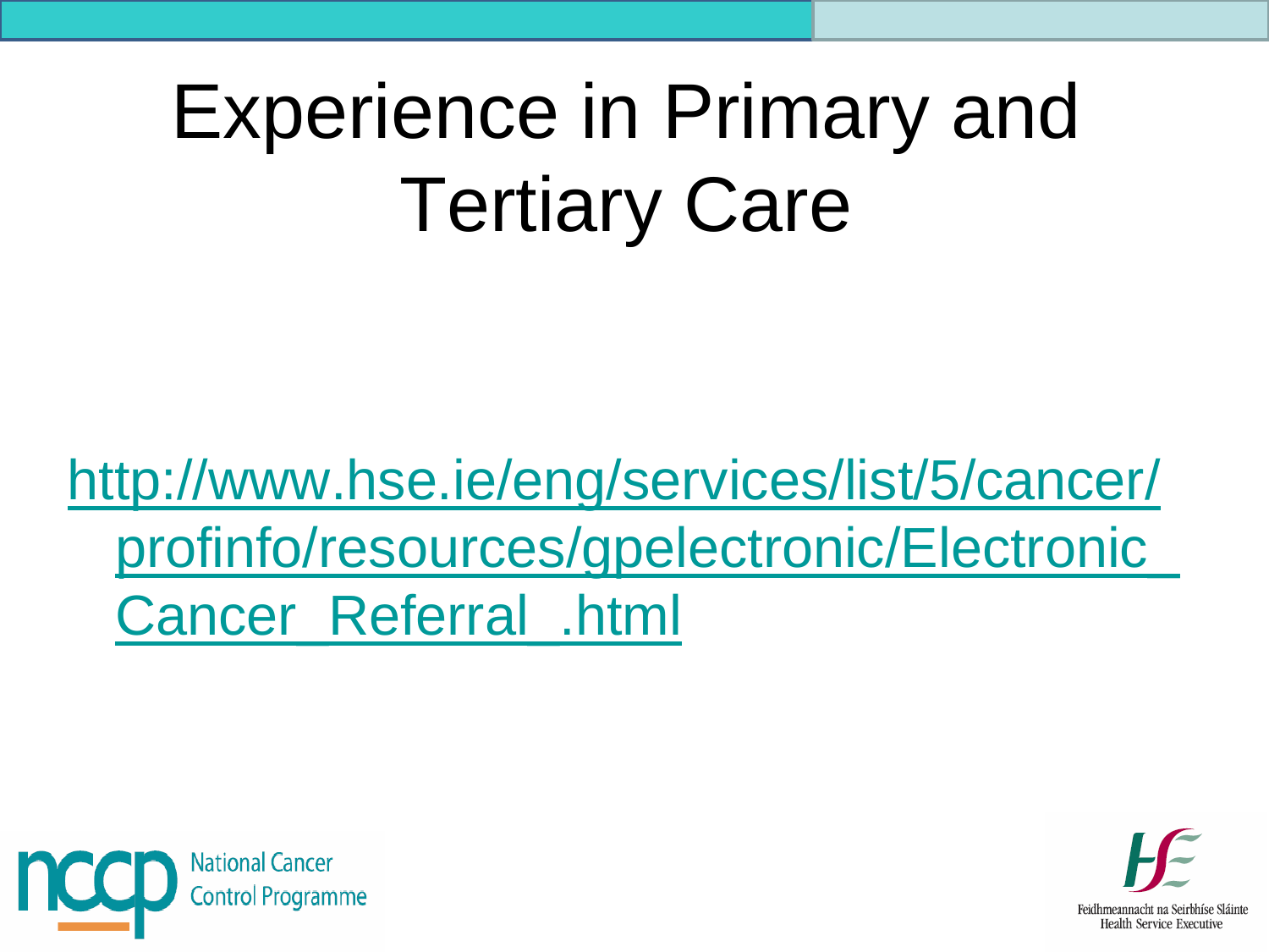# Experience in Primary and Tertiary Care

http://www.hse.ie/eng/services/list/5/cancer/profinfo/resources/gpelectronic/Electronic_Cancer_Referral_.html

National Cancer Control Programme

Feidhmeannacht na Seirbhíse Sláinte
Health Service Executive